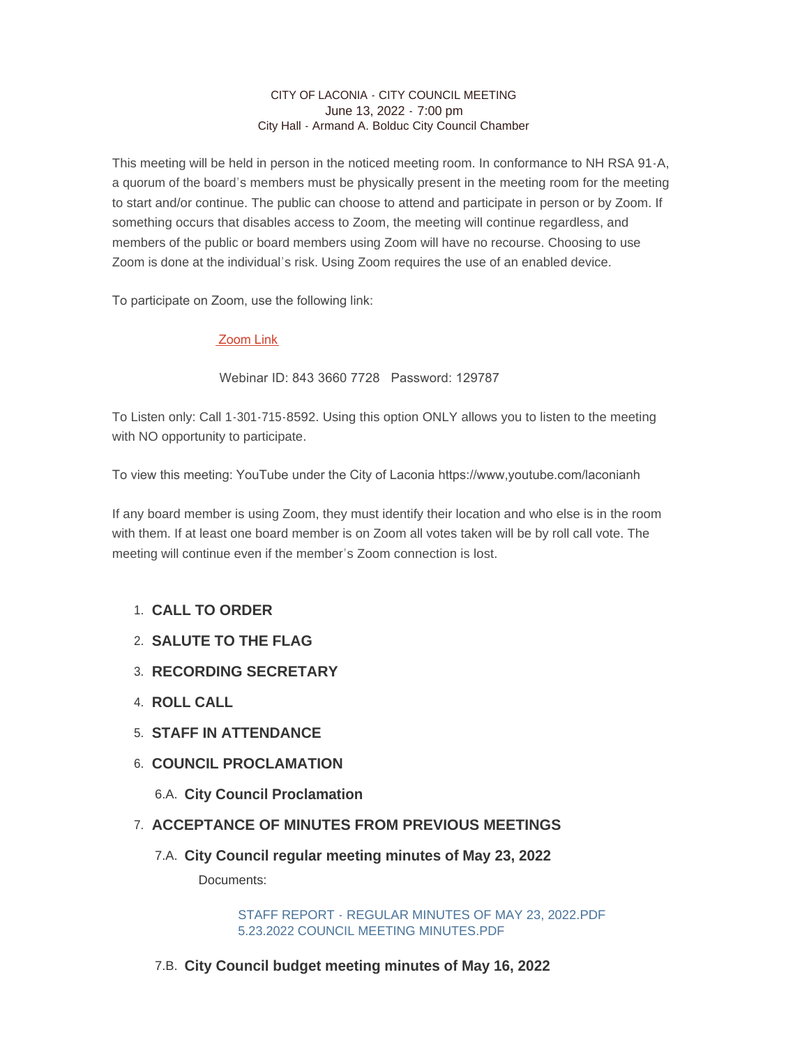CITY OF LACONIA - CITY COUNCIL MEETING
June 13, 2022 - 7:00 pm
City Hall - Armand A. Bolduc City Council Chamber

This meeting will be held in person in the noticed meeting room. In conformance to NH RSA 91-A, a quorum of the board's members must be physically present in the meeting room for the meeting to start and/or continue. The public can choose to attend and participate in person or by Zoom. If something occurs that disables access to Zoom, the meeting will continue regardless, and members of the public or board members using Zoom will have no recourse. Choosing to use Zoom is done at the individual's risk. Using Zoom requires the use of an enabled device.

To participate on Zoom, use the following link:

Zoom Link

Webinar ID: 843 3660 7728   Password: 129787

To Listen only: Call 1-301-715-8592. Using this option ONLY allows you to listen to the meeting with NO opportunity to participate.

To view this meeting: YouTube under the City of Laconia https://www,youtube.com/laconianh

If any board member is using Zoom, they must identify their location and who else is in the room with them. If at least one board member is on Zoom all votes taken will be by roll call vote. The meeting will continue even if the member's Zoom connection is lost.

1. **CALL TO ORDER**
2. **SALUTE TO THE FLAG**
3. **RECORDING SECRETARY**
4. **ROLL CALL**
5. **STAFF IN ATTENDANCE**
6. **COUNCIL PROCLAMATION**

   6.A. **City Council Proclamation**

7. **ACCEPTANCE OF MINUTES FROM PREVIOUS MEETINGS**

   7.A. **City Council regular meeting minutes of May 23, 2022**

   Documents:

   STAFF REPORT - REGULAR MINUTES OF MAY 23, 2022.PDF
   5.23.2022 COUNCIL MEETING MINUTES.PDF

   7.B. **City Council budget meeting minutes of May 16, 2022**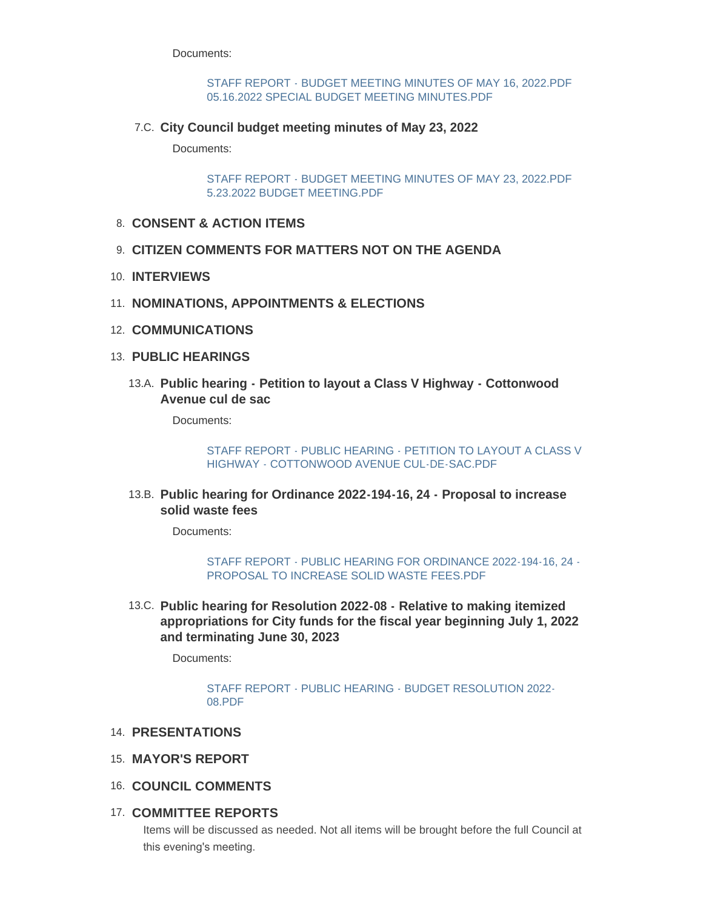Documents:

STAFF REPORT - BUDGET MEETING MINUTES OF MAY 16, 2022.PDF
05.16.2022 SPECIAL BUDGET MEETING MINUTES.PDF

7.C. **City Council budget meeting minutes of May 23, 2022**

Documents:

STAFF REPORT - BUDGET MEETING MINUTES OF MAY 23, 2022.PDF
5.23.2022 BUDGET MEETING.PDF

8. **CONSENT & ACTION ITEMS**

9. **CITIZEN COMMENTS FOR MATTERS NOT ON THE AGENDA**

10. **INTERVIEWS**

11. **NOMINATIONS, APPOINTMENTS & ELECTIONS**

12. **COMMUNICATIONS**

13. **PUBLIC HEARINGS**

13.A. **Public hearing - Petition to layout a Class V Highway - Cottonwood Avenue cul de sac**

Documents:

STAFF REPORT - PUBLIC HEARING - PETITION TO LAYOUT A CLASS V HIGHWAY - COTTONWOOD AVENUE CUL-DE-SAC.PDF

13.B. **Public hearing for Ordinance 2022-194-16, 24 - Proposal to increase solid waste fees**

Documents:

STAFF REPORT - PUBLIC HEARING FOR ORDINANCE 2022-194-16, 24 - PROPOSAL TO INCREASE SOLID WASTE FEES.PDF

13.C. **Public hearing for Resolution 2022-08 - Relative to making itemized appropriations for City funds for the fiscal year beginning July 1, 2022 and terminating June 30, 2023**

Documents:

STAFF REPORT - PUBLIC HEARING - BUDGET RESOLUTION 2022-08.PDF

14. **PRESENTATIONS**

15. **MAYOR'S REPORT**

16. **COUNCIL COMMENTS**

17. **COMMITTEE REPORTS**

Items will be discussed as needed. Not all items will be brought before the full Council at this evening's meeting.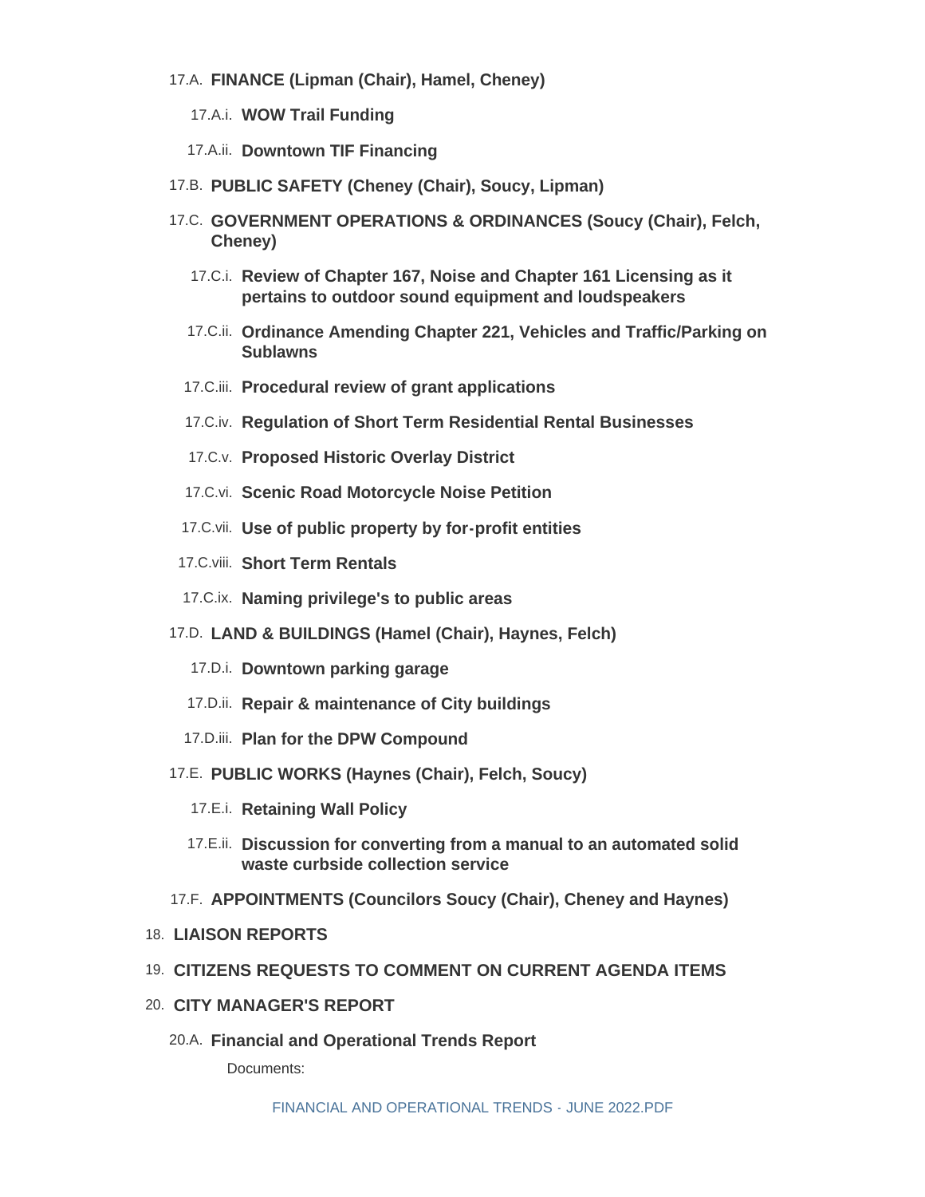17.A. **FINANCE (Lipman (Chair), Hamel, Cheney)**

17.A.i. **WOW Trail Funding**

17.A.ii. **Downtown TIF Financing**

17.B. **PUBLIC SAFETY (Cheney (Chair), Soucy, Lipman)**

17.C. **GOVERNMENT OPERATIONS & ORDINANCES (Soucy (Chair), Felch, Cheney)**

17.C.i. **Review of Chapter 167, Noise and Chapter 161 Licensing as it pertains to outdoor sound equipment and loudspeakers**

17.C.ii. **Ordinance Amending Chapter 221, Vehicles and Traffic/Parking on Sublawns**

17.C.iii. **Procedural review of grant applications**

17.C.iv. **Regulation of Short Term Residential Rental Businesses**

17.C.v. **Proposed Historic Overlay District**

17.C.vi. **Scenic Road Motorcycle Noise Petition**

17.C.vii. **Use of public property by for-profit entities**

17.C.viii. **Short Term Rentals**

17.C.ix. **Naming privilege's to public areas**

17.D. **LAND & BUILDINGS (Hamel (Chair), Haynes, Felch)**

17.D.i. **Downtown parking garage**

17.D.ii. **Repair & maintenance of City buildings**

17.D.iii. **Plan for the DPW Compound**

17.E. **PUBLIC WORKS (Haynes (Chair), Felch, Soucy)**

17.E.i. **Retaining Wall Policy**

17.E.ii. **Discussion for converting from a manual to an automated solid waste curbside collection service**

17.F. **APPOINTMENTS (Councilors Soucy (Chair), Cheney and Haynes)**

18. **LIAISON REPORTS**

19. **CITIZENS REQUESTS TO COMMENT ON CURRENT AGENDA ITEMS**

20. **CITY MANAGER'S REPORT**

20.A. **Financial and Operational Trends Report**

Documents:

FINANCIAL AND OPERATIONAL TRENDS - JUNE 2022.PDF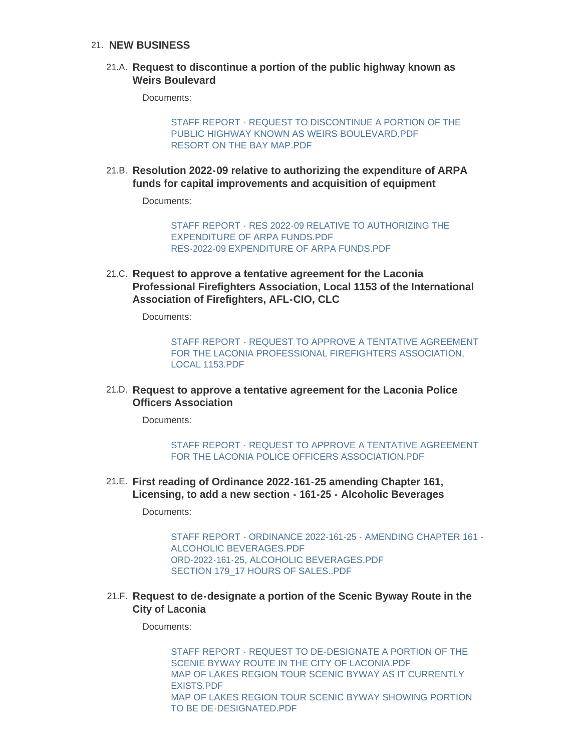21. **NEW BUSINESS**

21.A. **Request to discontinue a portion of the public highway known as Weirs Boulevard**

Documents:

STAFF REPORT - REQUEST TO DISCONTINUE A PORTION OF THE PUBLIC HIGHWAY KNOWN AS WEIRS BOULEVARD.PDF
RESORT ON THE BAY MAP.PDF

21.B. **Resolution 2022-09 relative to authorizing the expenditure of ARPA funds for capital improvements and acquisition of equipment**

Documents:

STAFF REPORT - RES 2022-09 RELATIVE TO AUTHORIZING THE EXPENDITURE OF ARPA FUNDS.PDF
RES-2022-09 EXPENDITURE OF ARPA FUNDS.PDF

21.C. **Request to approve a tentative agreement for the Laconia Professional Firefighters Association, Local 1153 of the International Association of Firefighters, AFL-CIO, CLC**

Documents:

STAFF REPORT - REQUEST TO APPROVE A TENTATIVE AGREEMENT FOR THE LACONIA PROFESSIONAL FIREFIGHTERS ASSOCIATION, LOCAL 1153.PDF

21.D. **Request to approve a tentative agreement for the Laconia Police Officers Association**

Documents:

STAFF REPORT - REQUEST TO APPROVE A TENTATIVE AGREEMENT FOR THE LACONIA POLICE OFFICERS ASSOCIATION.PDF

21.E. **First reading of Ordinance 2022-161-25 amending Chapter 161, Licensing, to add a new section - 161-25 - Alcoholic Beverages**

Documents:

STAFF REPORT - ORDINANCE 2022-161-25 - AMENDING CHAPTER 161 - ALCOHOLIC BEVERAGES.PDF
ORD-2022-161-25, ALCOHOLIC BEVERAGES.PDF
SECTION 179_17 HOURS OF SALES..PDF

21.F. **Request to de-designate a portion of the Scenic Byway Route in the City of Laconia**

Documents:

STAFF REPORT - REQUEST TO DE-DESIGNATE A PORTION OF THE SCENIE BYWAY ROUTE IN THE CITY OF LACONIA.PDF
MAP OF LAKES REGION TOUR SCENIC BYWAY AS IT CURRENTLY EXISTS.PDF
MAP OF LAKES REGION TOUR SCENIC BYWAY SHOWING PORTION TO BE DE-DESIGNATED.PDF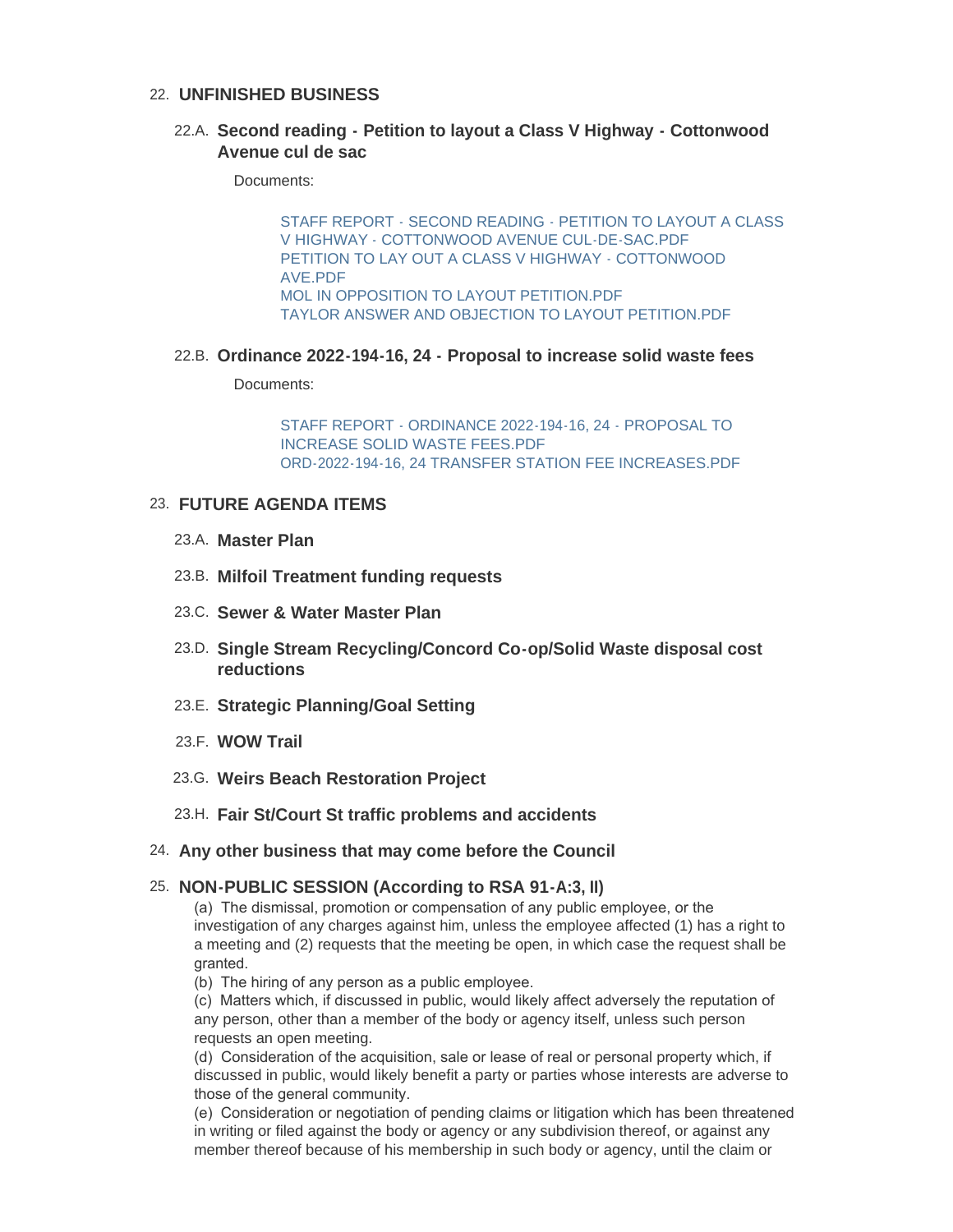## 22. UNFINISHED BUSINESS

### 22.A. Second reading - Petition to layout a Class V Highway - Cottonwood Avenue cul de sac

Documents:

STAFF REPORT - SECOND READING - PETITION TO LAYOUT A CLASS V HIGHWAY - COTTONWOOD AVENUE CUL-DE-SAC.PDF
PETITION TO LAY OUT A CLASS V HIGHWAY - COTTONWOOD AVE.PDF
MOL IN OPPOSITION TO LAYOUT PETITION.PDF
TAYLOR ANSWER AND OBJECTION TO LAYOUT PETITION.PDF

### 22.B. Ordinance 2022-194-16, 24 - Proposal to increase solid waste fees

Documents:

STAFF REPORT - ORDINANCE 2022-194-16, 24 - PROPOSAL TO INCREASE SOLID WASTE FEES.PDF
ORD-2022-194-16, 24 TRANSFER STATION FEE INCREASES.PDF

## 23. FUTURE AGENDA ITEMS

### 23.A. Master Plan

### 23.B. Milfoil Treatment funding requests

### 23.C. Sewer & Water Master Plan

### 23.D. Single Stream Recycling/Concord Co-op/Solid Waste disposal cost reductions

### 23.E. Strategic Planning/Goal Setting

### 23.F. WOW Trail

### 23.G. Weirs Beach Restoration Project

### 23.H. Fair St/Court St traffic problems and accidents

## 24. Any other business that may come before the Council

## 25. NON-PUBLIC SESSION (According to RSA 91-A:3, II)

(a) The dismissal, promotion or compensation of any public employee, or the investigation of any charges against him, unless the employee affected (1) has a right to a meeting and (2) requests that the meeting be open, in which case the request shall be granted.
(b) The hiring of any person as a public employee.
(c) Matters which, if discussed in public, would likely affect adversely the reputation of any person, other than a member of the body or agency itself, unless such person requests an open meeting.
(d) Consideration of the acquisition, sale or lease of real or personal property which, if discussed in public, would likely benefit a party or parties whose interests are adverse to those of the general community.
(e) Consideration or negotiation of pending claims or litigation which has been threatened in writing or filed against the body or agency or any subdivision thereof, or against any member thereof because of his membership in such body or agency, until the claim or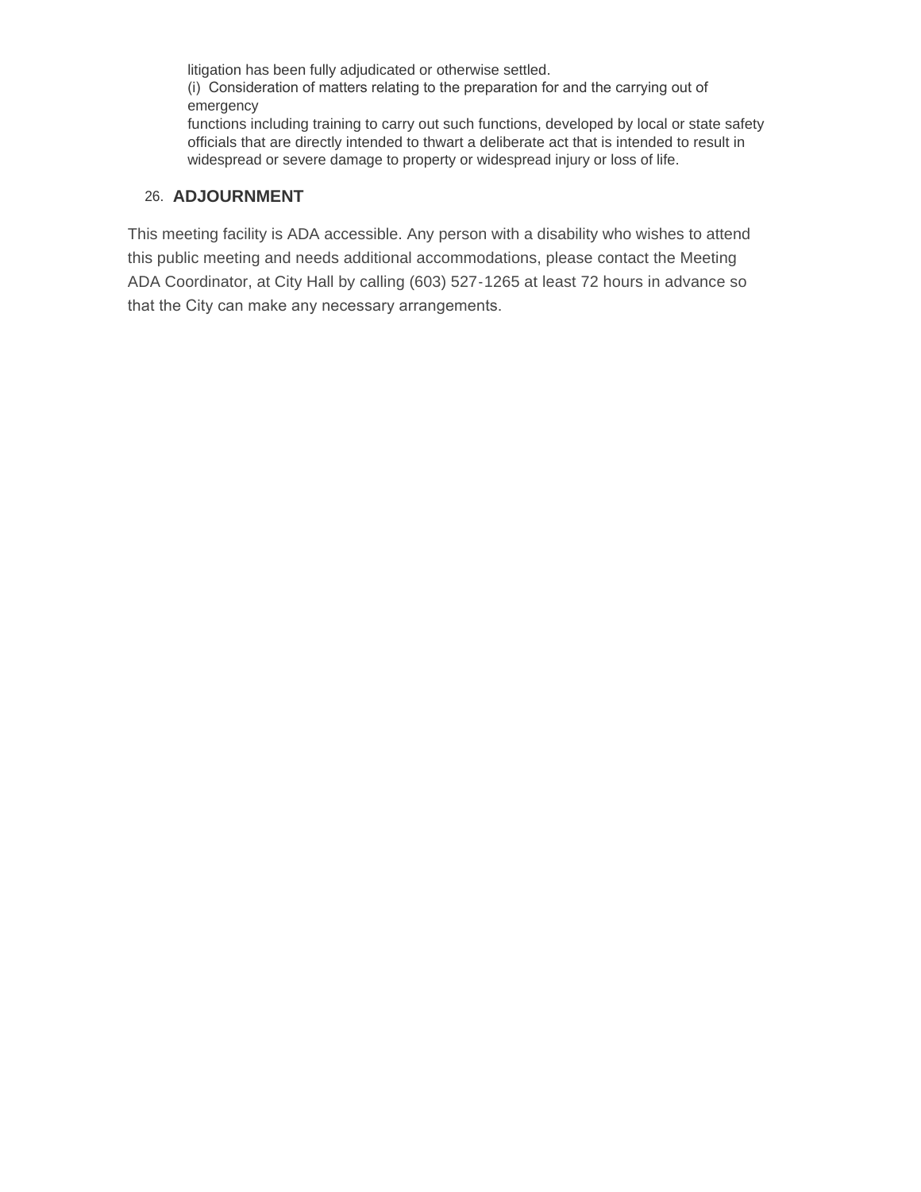litigation has been fully adjudicated or otherwise settled.

(i) Consideration of matters relating to the preparation for and the carrying out of emergency functions including training to carry out such functions, developed by local or state safety officials that are directly intended to thwart a deliberate act that is intended to result in widespread or severe damage to property or widespread injury or loss of life.

26. **ADJOURNMENT**

This meeting facility is ADA accessible. Any person with a disability who wishes to attend this public meeting and needs additional accommodations, please contact the Meeting ADA Coordinator, at City Hall by calling (603) 527-1265 at least 72 hours in advance so that the City can make any necessary arrangements.